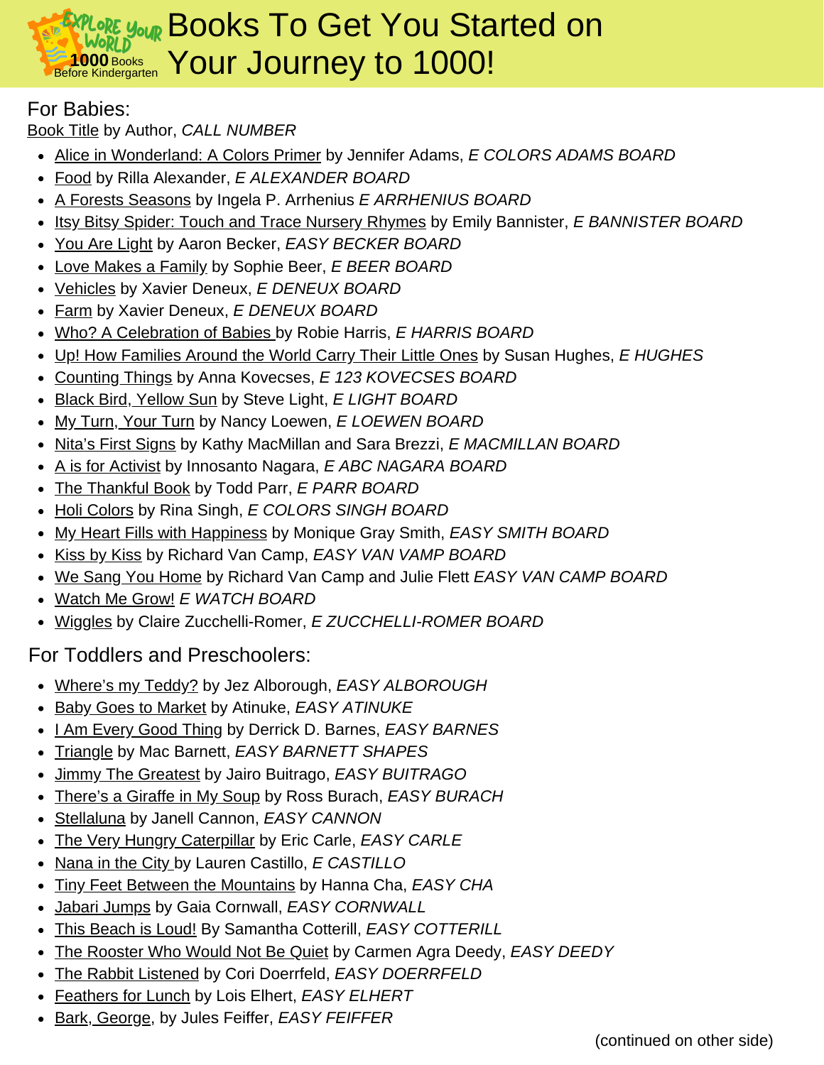Explore Your World
1000 Books Before Kindergarten

# Books To Get You Started on Your Journey to 1000!

## For Babies:

Book Title by Author, *CALL NUMBER*

- Alice in Wonderland: A Colors Primer by Jennifer Adams, *E COLORS ADAMS BOARD*
- Food by Rilla Alexander, *E ALEXANDER BOARD*
- A Forests Seasons by Ingela P. Arrhenius *E ARRHENIUS BOARD*
- Itsy Bitsy Spider: Touch and Trace Nursery Rhymes by Emily Bannister, *E BANNISTER BOARD*
- You Are Light by Aaron Becker, *EASY BECKER BOARD*
- Love Makes a Family by Sophie Beer, *E BEER BOARD*
- Vehicles by Xavier Deneux, *E DENEUX BOARD*
- Farm by Xavier Deneux, *E DENEUX BOARD*
- Who? A Celebration of Babies by Robie Harris, *E HARRIS BOARD*
- Up! How Families Around the World Carry Their Little Ones by Susan Hughes, *E HUGHES*
- Counting Things by Anna Kovecses, *E 123 KOVECSES BOARD*
- Black Bird, Yellow Sun by Steve Light, *E LIGHT BOARD*
- My Turn, Your Turn by Nancy Loewen, *E LOEWEN BOARD*
- Nita's First Signs by Kathy MacMillan and Sara Brezzi, *E MACMILLAN BOARD*
- A is for Activist by Innosanto Nagara, *E ABC NAGARA BOARD*
- The Thankful Book by Todd Parr, *E PARR BOARD*
- Holi Colors by Rina Singh, *E COLORS SINGH BOARD*
- My Heart Fills with Happiness by Monique Gray Smith, *EASY SMITH BOARD*
- Kiss by Kiss by Richard Van Camp, *EASY VAN VAMP BOARD*
- We Sang You Home by Richard Van Camp and Julie Flett *EASY VAN CAMP BOARD*
- Watch Me Grow! *E WATCH BOARD*
- Wiggles by Claire Zucchelli-Romer, *E ZUCCHELLI-ROMER BOARD*

## For Toddlers and Preschoolers:

- Where's my Teddy? by Jez Alborough, *EASY ALBOROUGH*
- Baby Goes to Market by Atinuke, *EASY ATINUKE*
- I Am Every Good Thing by Derrick D. Barnes, *EASY BARNES*
- Triangle by Mac Barnett, *EASY BARNETT SHAPES*
- Jimmy The Greatest by Jairo Buitrago, *EASY BUITRAGO*
- There's a Giraffe in My Soup by Ross Burach, *EASY BURACH*
- Stellaluna by Janell Cannon, *EASY CANNON*
- The Very Hungry Caterpillar by Eric Carle, *EASY CARLE*
- Nana in the City by Lauren Castillo, *E CASTILLO*
- Tiny Feet Between the Mountains by Hanna Cha, *EASY CHA*
- Jabari Jumps by Gaia Cornwall, *EASY CORNWALL*
- This Beach is Loud! By Samantha Cotterill, *EASY COTTERILL*
- The Rooster Who Would Not Be Quiet by Carmen Agra Deedy, *EASY DEEDY*
- The Rabbit Listened by Cori Doerrfeld, *EASY DOERRFELD*
- Feathers for Lunch by Lois Elhert, *EASY ELHERT*
- Bark, George, by Jules Feiffer, *EASY FEIFFER*

(continued on other side)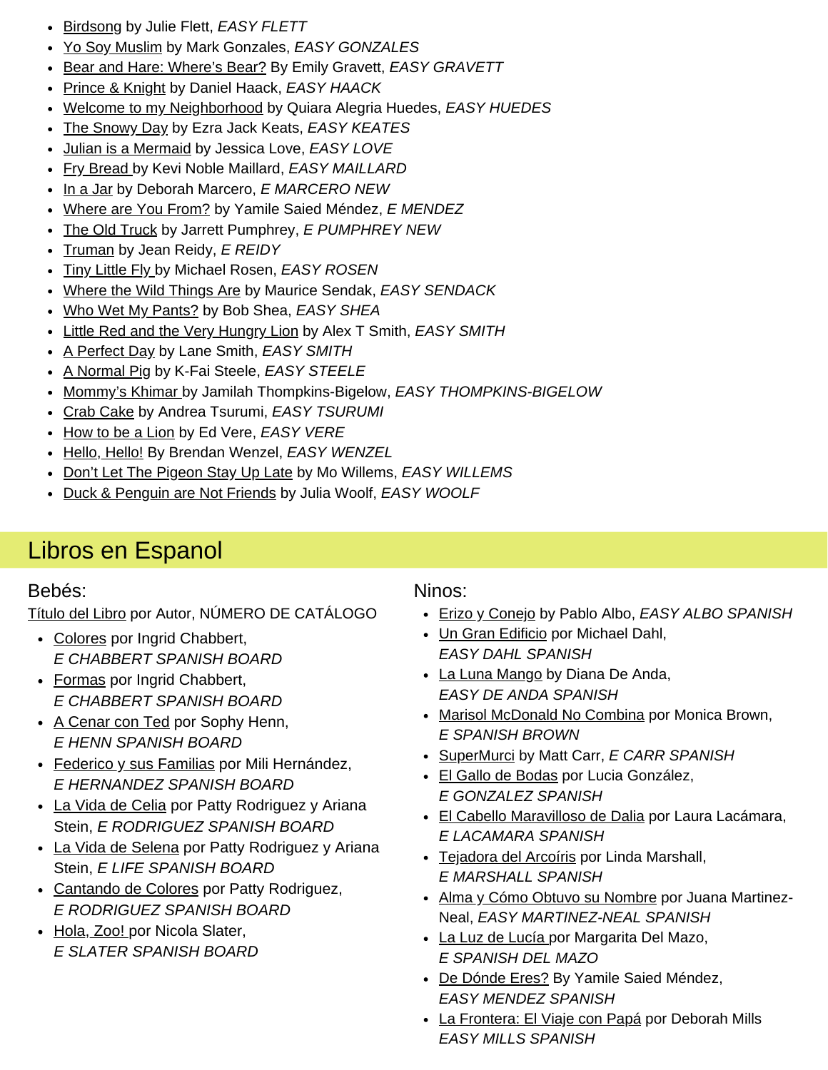- Birdsong by Julie Flett, *EASY FLETT*
- Yo Soy Muslim by Mark Gonzales, *EASY GONZALES*
- Bear and Hare: Where's Bear? By Emily Gravett, *EASY GRAVETT*
- Prince & Knight by Daniel Haack, *EASY HAACK*
- Welcome to my Neighborhood by Quiara Alegria Huedes, *EASY HUEDES*
- The Snowy Day by Ezra Jack Keats, *EASY KEATES*
- Julian is a Mermaid by Jessica Love, *EASY LOVE*
- Fry Bread by Kevi Noble Maillard, *EASY MAILLARD*
- In a Jar by Deborah Marcero, *E MARCERO NEW*
- Where are You From? by Yamile Saied Méndez, *E MENDEZ*
- The Old Truck by Jarrett Pumphrey, *E PUMPHREY NEW*
- Truman by Jean Reidy, *E REIDY*
- Tiny Little Fly by Michael Rosen, *EASY ROSEN*
- Where the Wild Things Are by Maurice Sendak, *EASY SENDACK*
- Who Wet My Pants? by Bob Shea, *EASY SHEA*
- Little Red and the Very Hungry Lion by Alex T Smith, *EASY SMITH*
- A Perfect Day by Lane Smith, *EASY SMITH*
- A Normal Pig by K-Fai Steele, *EASY STEELE*
- Mommy's Khimar by Jamilah Thompkins-Bigelow, *EASY THOMPKINS-BIGELOW*
- Crab Cake by Andrea Tsurumi, *EASY TSURUMI*
- How to be a Lion by Ed Vere, *EASY VERE*
- Hello, Hello! By Brendan Wenzel, *EASY WENZEL*
- Don't Let The Pigeon Stay Up Late by Mo Willems, *EASY WILLEMS*
- Duck & Penguin are Not Friends by Julia Woolf, *EASY WOOLF*

## Libros en Espanol

### Bebés:

Título del Libro por Autor, NÚMERO DE CATÁLOGO

- Colores por Ingrid Chabbert, *E CHABBERT SPANISH BOARD*
- Formas por Ingrid Chabbert, *E CHABBERT SPANISH BOARD*
- A Cenar con Ted por Sophy Henn, *E HENN SPANISH BOARD*
- Federico y sus Familias por Mili Hernández, *E HERNANDEZ SPANISH BOARD*
- La Vida de Celia por Patty Rodriguez y Ariana Stein, *E RODRIGUEZ SPANISH BOARD*
- La Vida de Selena por Patty Rodriguez y Ariana Stein, *E LIFE SPANISH BOARD*
- Cantando de Colores por Patty Rodriguez, *E RODRIGUEZ SPANISH BOARD*
- Hola, Zoo! por Nicola Slater, *E SLATER SPANISH BOARD*

### Ninos:

- Erizo y Conejo by Pablo Albo, *EASY ALBO SPANISH*
- Un Gran Edificio por Michael Dahl, *EASY DAHL SPANISH*
- La Luna Mango by Diana De Anda, *EASY DE ANDA SPANISH*
- Marisol McDonald No Combina por Monica Brown, *E SPANISH BROWN*
- SuperMurci by Matt Carr, *E CARR SPANISH*
- El Gallo de Bodas por Lucia González, *E GONZALEZ SPANISH*
- El Cabello Maravilloso de Dalia por Laura Lacámara, *E LACAMARA SPANISH*
- Tejadora del Arcoíris por Linda Marshall, *E MARSHALL SPANISH*
- Alma y Cómo Obtuvo su Nombre por Juana Martinez-Neal, *EASY MARTINEZ-NEAL SPANISH*
- La Luz de Lucía por Margarita Del Mazo, *E SPANISH DEL MAZO*
- De Dónde Eres? By Yamile Saied Méndez, *EASY MENDEZ SPANISH*
- La Frontera: El Viaje con Papá por Deborah Mills *EASY MILLS SPANISH*